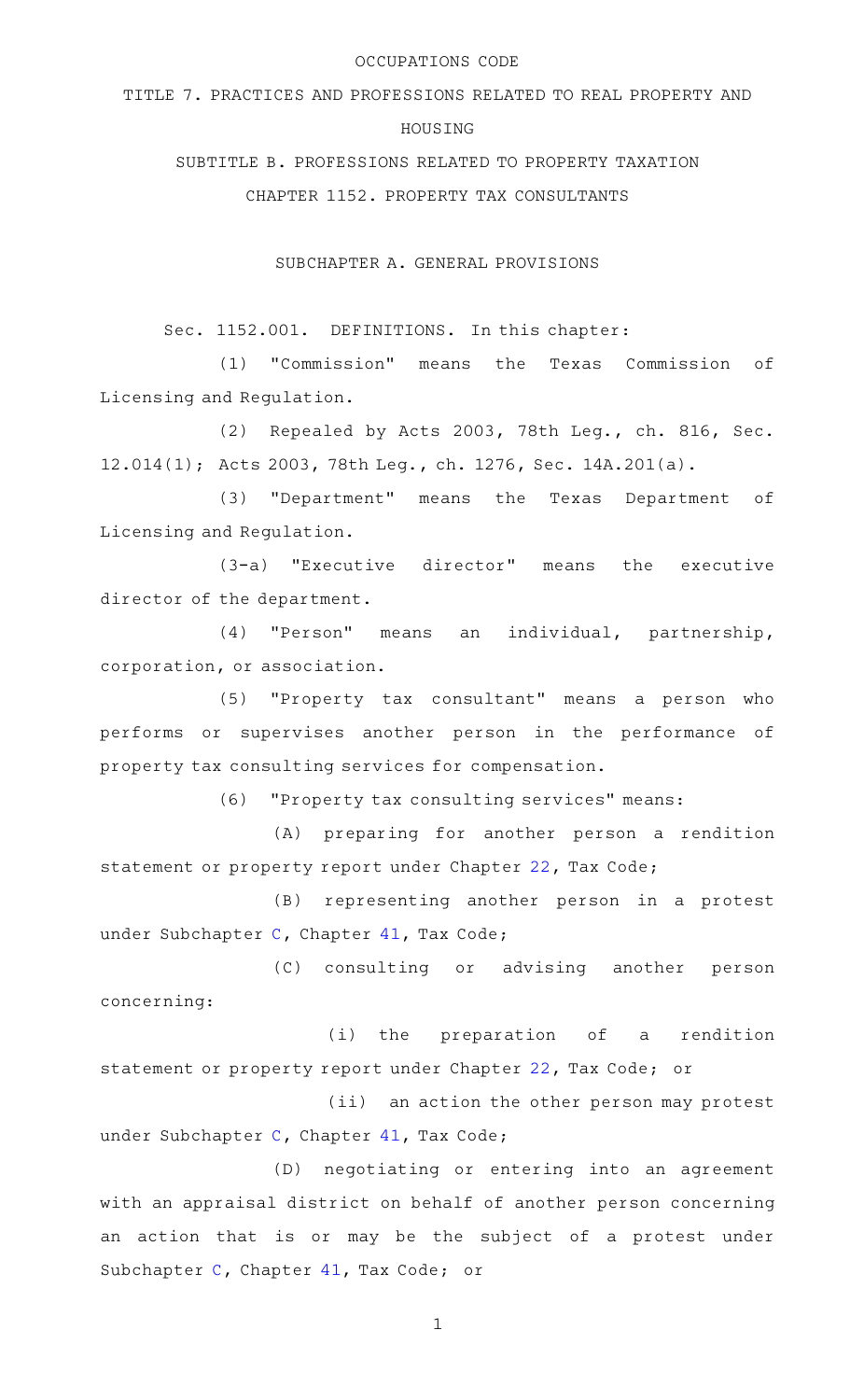OCCUPATIONS CODE

TITLE 7. PRACTICES AND PROFESSIONS RELATED TO REAL PROPERTY AND HOUSING

SUBTITLE B. PROFESSIONS RELATED TO PROPERTY TAXATION

CHAPTER 1152. PROPERTY TAX CONSULTANTS

SUBCHAPTER A. GENERAL PROVISIONS

Sec. 1152.001. DEFINITIONS. In this chapter:

(1) "Commission" means the Texas Commission of Licensing and Regulation.

(2) Repealed by Acts 2003, 78th Leg., ch. 816, Sec. 12.014(1); Acts 2003, 78th Leg., ch. 1276, Sec. 14A.201(a).

(3) "Department" means the Texas Department of Licensing and Regulation.

(3-a) "Executive director" means the executive director of the department.

(4) "Person" means an individual, partnership, corporation, or association.

(5) "Property tax consultant" means a person who performs or supervises another person in the performance of property tax consulting services for compensation.

(6) "Property tax consulting services" means:

(A) preparing for another person a rendition statement or property report under Chapter 22, Tax Code;

(B) representing another person in a protest under Subchapter C, Chapter 41, Tax Code;

(C) consulting or advising another person concerning:

(i) the preparation of a rendition statement or property report under Chapter 22, Tax Code; or

(ii) an action the other person may protest under Subchapter C, Chapter 41, Tax Code;

(D) negotiating or entering into an agreement with an appraisal district on behalf of another person concerning an action that is or may be the subject of a protest under Subchapter C, Chapter 41, Tax Code; or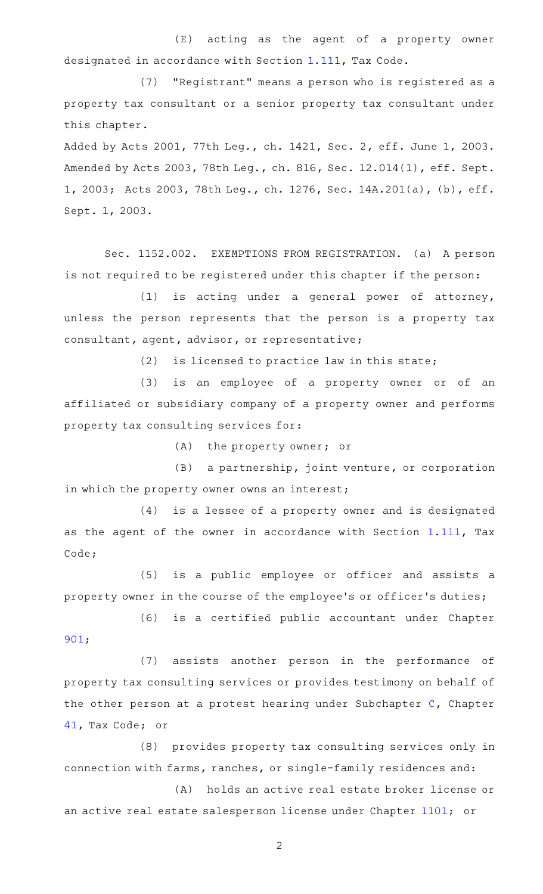(E) acting as the agent of a property owner designated in accordance with Section 1.111, Tax Code.

(7) "Registrant" means a person who is registered as a property tax consultant or a senior property tax consultant under this chapter.

Added by Acts 2001, 77th Leg., ch. 1421, Sec. 2, eff. June 1, 2003. Amended by Acts 2003, 78th Leg., ch. 816, Sec. 12.014(1), eff. Sept. 1, 2003; Acts 2003, 78th Leg., ch. 1276, Sec. 14A.201(a), (b), eff. Sept. 1, 2003.

Sec. 1152.002. EXEMPTIONS FROM REGISTRATION. (a) A person is not required to be registered under this chapter if the person:

(1) is acting under a general power of attorney, unless the person represents that the person is a property tax consultant, agent, advisor, or representative;

(2) is licensed to practice law in this state;

(3) is an employee of a property owner or of an affiliated or subsidiary company of a property owner and performs property tax consulting services for:

(A) the property owner; or

(B) a partnership, joint venture, or corporation in which the property owner owns an interest;

(4) is a lessee of a property owner and is designated as the agent of the owner in accordance with Section 1.111, Tax Code;

(5) is a public employee or officer and assists a property owner in the course of the employee's or officer's duties;

(6) is a certified public accountant under Chapter 901;

(7) assists another person in the performance of property tax consulting services or provides testimony on behalf of the other person at a protest hearing under Subchapter C, Chapter 41, Tax Code; or

(8) provides property tax consulting services only in connection with farms, ranches, or single-family residences and:

(A) holds an active real estate broker license or an active real estate salesperson license under Chapter 1101; or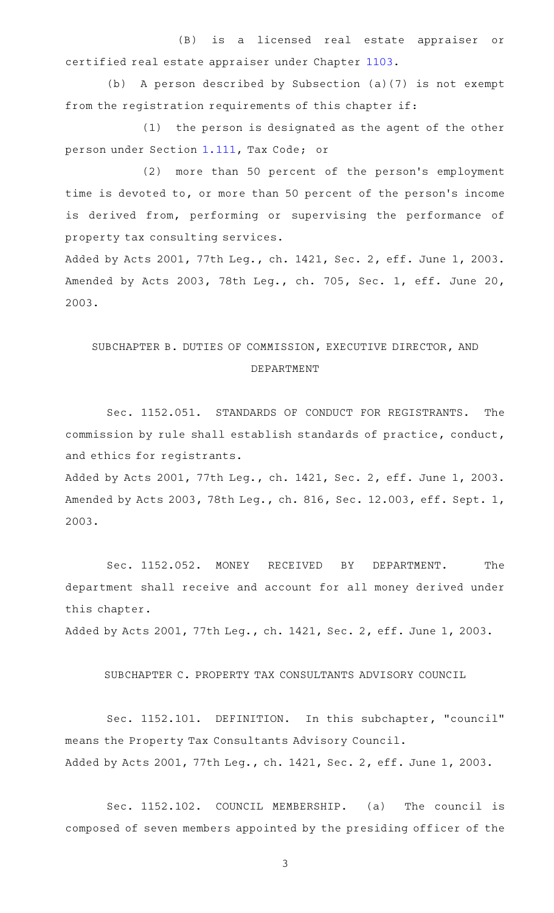(B) is a licensed real estate appraiser or certified real estate appraiser under Chapter 1103.

(b) A person described by Subsection (a)(7) is not exempt from the registration requirements of this chapter if:

(1) the person is designated as the agent of the other person under Section 1.111, Tax Code; or

(2) more than 50 percent of the person's employment time is devoted to, or more than 50 percent of the person's income is derived from, performing or supervising the performance of property tax consulting services.

Added by Acts 2001, 77th Leg., ch. 1421, Sec. 2, eff. June 1, 2003. Amended by Acts 2003, 78th Leg., ch. 705, Sec. 1, eff. June 20, 2003.

## SUBCHAPTER B. DUTIES OF COMMISSION, EXECUTIVE DIRECTOR, AND DEPARTMENT

Sec. 1152.051. STANDARDS OF CONDUCT FOR REGISTRANTS. The commission by rule shall establish standards of practice, conduct, and ethics for registrants.

Added by Acts 2001, 77th Leg., ch. 1421, Sec. 2, eff. June 1, 2003. Amended by Acts 2003, 78th Leg., ch. 816, Sec. 12.003, eff. Sept. 1, 2003.

Sec. 1152.052. MONEY RECEIVED BY DEPARTMENT. The department shall receive and account for all money derived under this chapter.

Added by Acts 2001, 77th Leg., ch. 1421, Sec. 2, eff. June 1, 2003.

## SUBCHAPTER C. PROPERTY TAX CONSULTANTS ADVISORY COUNCIL

Sec. 1152.101. DEFINITION. In this subchapter, "council" means the Property Tax Consultants Advisory Council.

Added by Acts 2001, 77th Leg., ch. 1421, Sec. 2, eff. June 1, 2003.

Sec. 1152.102. COUNCIL MEMBERSHIP. (a) The council is composed of seven members appointed by the presiding officer of the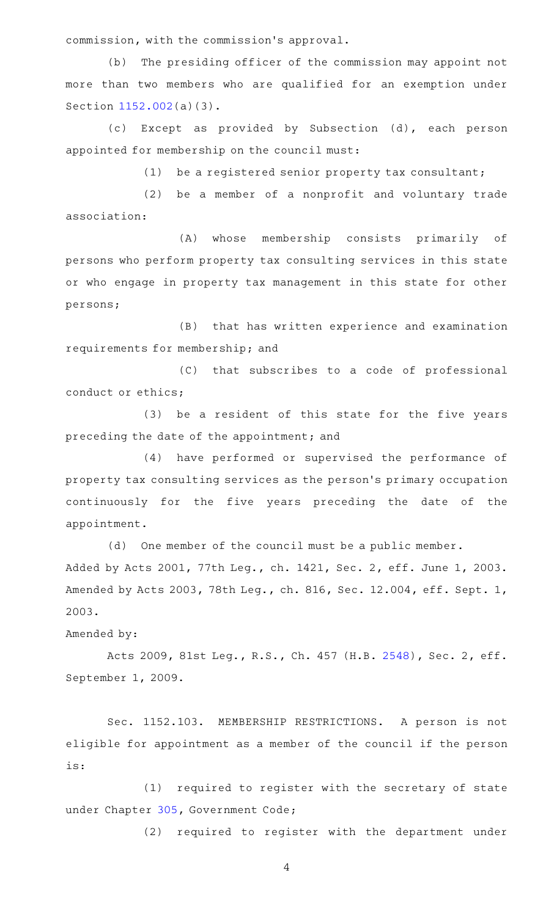commission, with the commission's approval.

(b) The presiding officer of the commission may appoint not more than two members who are qualified for an exemption under Section 1152.002(a)(3).

(c) Except as provided by Subsection (d), each person appointed for membership on the council must:

(1) be a registered senior property tax consultant;

(2) be a member of a nonprofit and voluntary trade association:

(A) whose membership consists primarily of persons who perform property tax consulting services in this state or who engage in property tax management in this state for other persons;

(B) that has written experience and examination requirements for membership; and

(C) that subscribes to a code of professional conduct or ethics;

(3) be a resident of this state for the five years preceding the date of the appointment; and

(4) have performed or supervised the performance of property tax consulting services as the person's primary occupation continuously for the five years preceding the date of the appointment.

(d) One member of the council must be a public member.

Added by Acts 2001, 77th Leg., ch. 1421, Sec. 2, eff. June 1, 2003. Amended by Acts 2003, 78th Leg., ch. 816, Sec. 12.004, eff. Sept. 1, 2003.

Amended by:

Acts 2009, 81st Leg., R.S., Ch. 457 (H.B. 2548), Sec. 2, eff. September 1, 2009.

Sec. 1152.103. MEMBERSHIP RESTRICTIONS. A person is not eligible for appointment as a member of the council if the person is:

(1) required to register with the secretary of state under Chapter 305, Government Code;

(2) required to register with the department under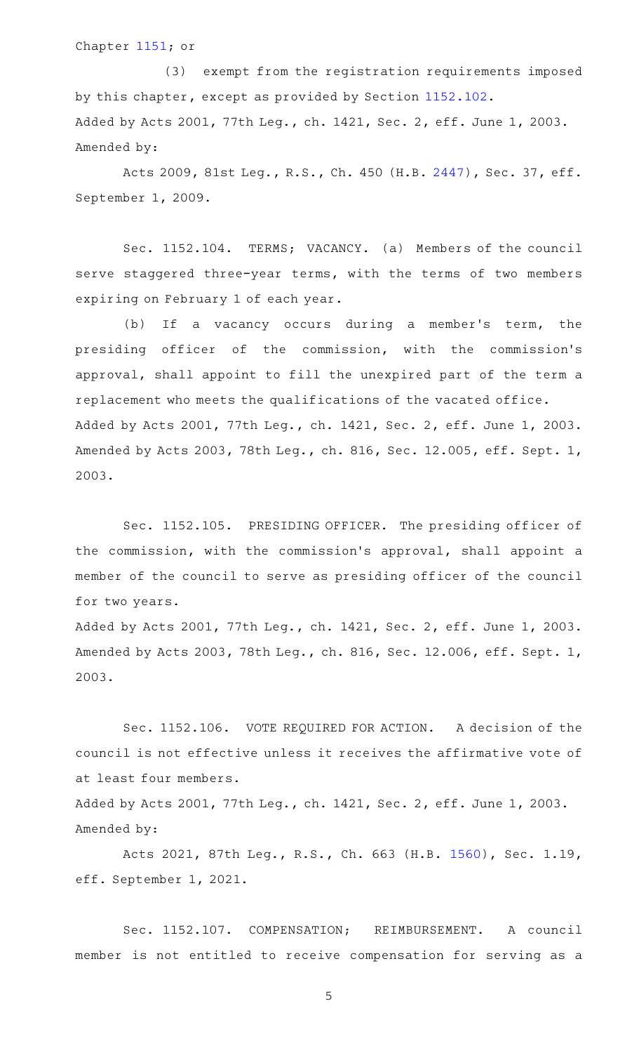Chapter 1151; or

(3) exempt from the registration requirements imposed by this chapter, except as provided by Section 1152.102.

Added by Acts 2001, 77th Leg., ch. 1421, Sec. 2, eff. June 1, 2003.
Amended by:

Acts 2009, 81st Leg., R.S., Ch. 450 (H.B. 2447), Sec. 37, eff. September 1, 2009.

Sec. 1152.104. TERMS; VACANCY. (a) Members of the council serve staggered three-year terms, with the terms of two members expiring on February 1 of each year.

(b) If a vacancy occurs during a member's term, the presiding officer of the commission, with the commission's approval, shall appoint to fill the unexpired part of the term a replacement who meets the qualifications of the vacated office.

Added by Acts 2001, 77th Leg., ch. 1421, Sec. 2, eff. June 1, 2003.
Amended by Acts 2003, 78th Leg., ch. 816, Sec. 12.005, eff. Sept. 1, 2003.

Sec. 1152.105. PRESIDING OFFICER. The presiding officer of the commission, with the commission's approval, shall appoint a member of the council to serve as presiding officer of the council for two years.

Added by Acts 2001, 77th Leg., ch. 1421, Sec. 2, eff. June 1, 2003.
Amended by Acts 2003, 78th Leg., ch. 816, Sec. 12.006, eff. Sept. 1, 2003.

Sec. 1152.106. VOTE REQUIRED FOR ACTION. A decision of the council is not effective unless it receives the affirmative vote of at least four members.

Added by Acts 2001, 77th Leg., ch. 1421, Sec. 2, eff. June 1, 2003.
Amended by:

Acts 2021, 87th Leg., R.S., Ch. 663 (H.B. 1560), Sec. 1.19, eff. September 1, 2021.

Sec. 1152.107. COMPENSATION; REIMBURSEMENT. A council member is not entitled to receive compensation for serving as a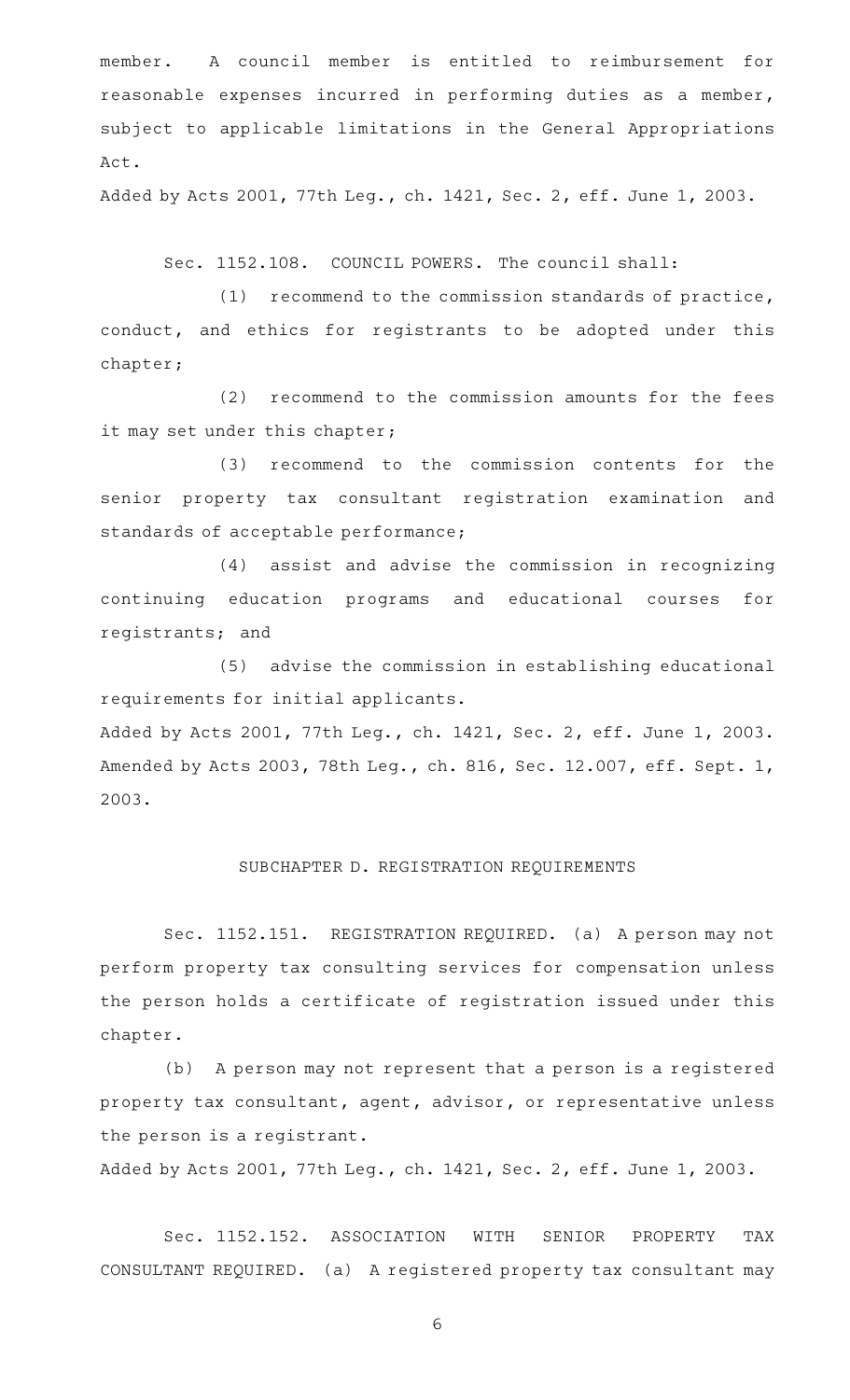member. A council member is entitled to reimbursement for reasonable expenses incurred in performing duties as a member, subject to applicable limitations in the General Appropriations Act.

Added by Acts 2001, 77th Leg., ch. 1421, Sec. 2, eff. June 1, 2003.

Sec. 1152.108. COUNCIL POWERS. The council shall:

(1) recommend to the commission standards of practice, conduct, and ethics for registrants to be adopted under this chapter;

(2) recommend to the commission amounts for the fees it may set under this chapter;

(3) recommend to the commission contents for the senior property tax consultant registration examination and standards of acceptable performance;

(4) assist and advise the commission in recognizing continuing education programs and educational courses for registrants; and

(5) advise the commission in establishing educational requirements for initial applicants.

Added by Acts 2001, 77th Leg., ch. 1421, Sec. 2, eff. June 1, 2003. Amended by Acts 2003, 78th Leg., ch. 816, Sec. 12.007, eff. Sept. 1, 2003.

## SUBCHAPTER D. REGISTRATION REQUIREMENTS

Sec. 1152.151. REGISTRATION REQUIRED. (a) A person may not perform property tax consulting services for compensation unless the person holds a certificate of registration issued under this chapter.

(b) A person may not represent that a person is a registered property tax consultant, agent, advisor, or representative unless the person is a registrant.

Added by Acts 2001, 77th Leg., ch. 1421, Sec. 2, eff. June 1, 2003.

Sec. 1152.152. ASSOCIATION WITH SENIOR PROPERTY TAX CONSULTANT REQUIRED. (a) A registered property tax consultant may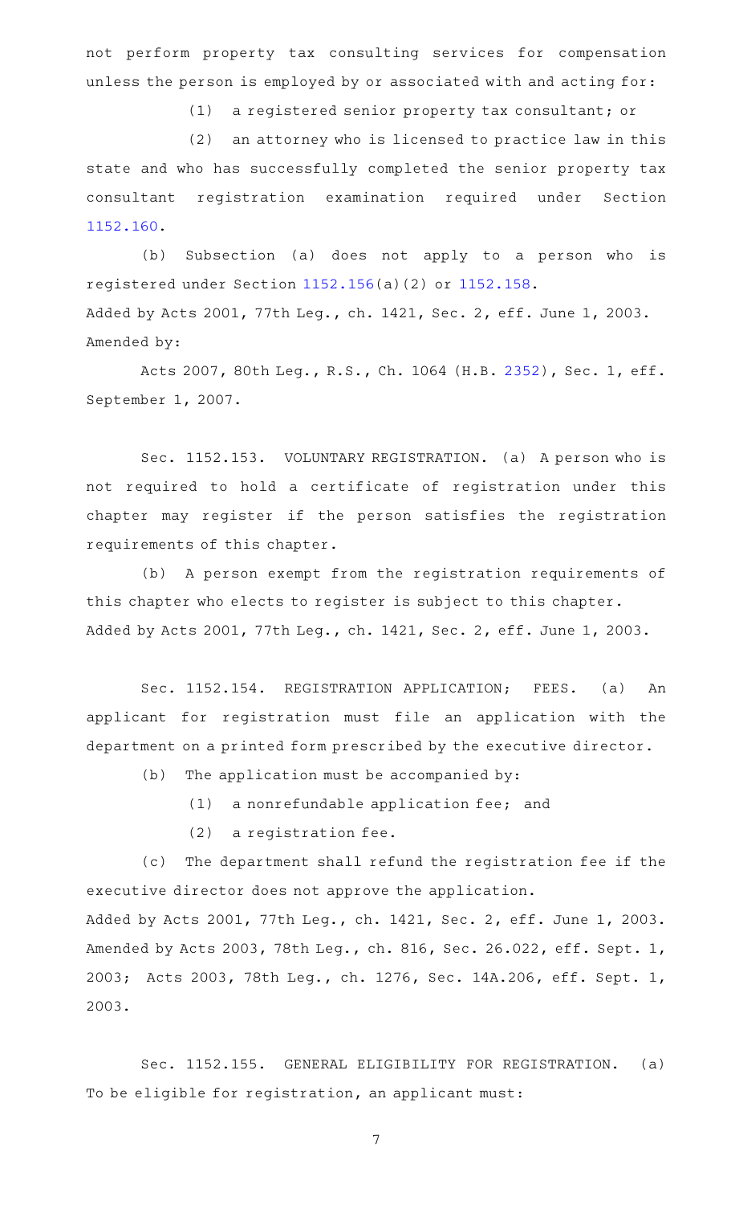not perform property tax consulting services for compensation unless the person is employed by or associated with and acting for:

(1) a registered senior property tax consultant; or

(2) an attorney who is licensed to practice law in this state and who has successfully completed the senior property tax consultant registration examination required under Section 1152.160.

(b) Subsection (a) does not apply to a person who is registered under Section 1152.156(a)(2) or 1152.158.

Added by Acts 2001, 77th Leg., ch. 1421, Sec. 2, eff. June 1, 2003.
Amended by:

Acts 2007, 80th Leg., R.S., Ch. 1064 (H.B. 2352), Sec. 1, eff. September 1, 2007.

Sec. 1152.153. VOLUNTARY REGISTRATION. (a) A person who is not required to hold a certificate of registration under this chapter may register if the person satisfies the registration requirements of this chapter.

(b) A person exempt from the registration requirements of this chapter who elects to register is subject to this chapter.

Added by Acts 2001, 77th Leg., ch. 1421, Sec. 2, eff. June 1, 2003.

Sec. 1152.154. REGISTRATION APPLICATION; FEES. (a) An applicant for registration must file an application with the department on a printed form prescribed by the executive director.

(b) The application must be accompanied by:

(1) a nonrefundable application fee; and

(2) a registration fee.

(c) The department shall refund the registration fee if the executive director does not approve the application.

Added by Acts 2001, 77th Leg., ch. 1421, Sec. 2, eff. June 1, 2003.
Amended by Acts 2003, 78th Leg., ch. 816, Sec. 26.022, eff. Sept. 1, 2003; Acts 2003, 78th Leg., ch. 1276, Sec. 14A.206, eff. Sept. 1, 2003.

Sec. 1152.155. GENERAL ELIGIBILITY FOR REGISTRATION. (a) To be eligible for registration, an applicant must: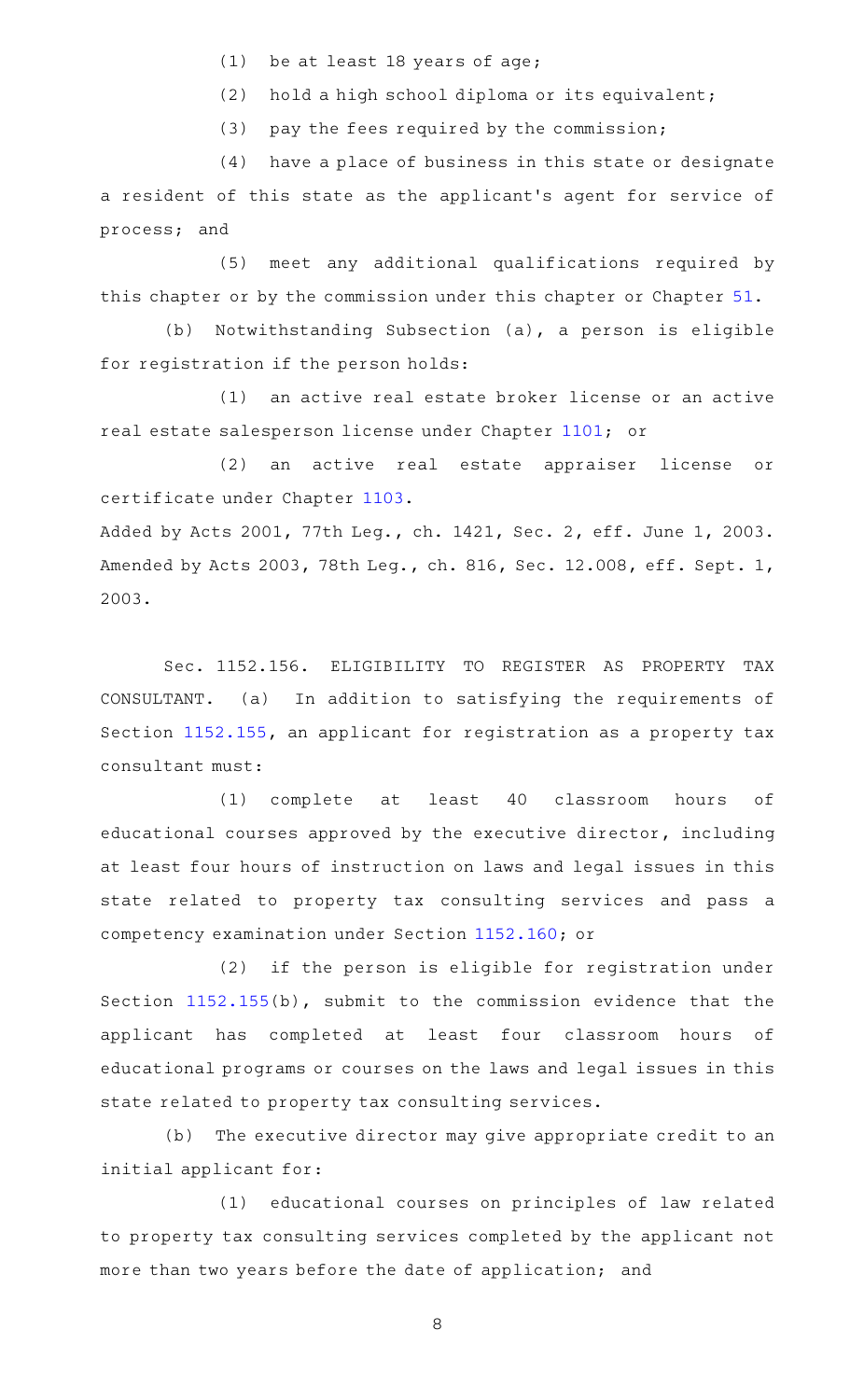(1) be at least 18 years of age;

(2) hold a high school diploma or its equivalent;

(3) pay the fees required by the commission;

(4) have a place of business in this state or designate a resident of this state as the applicant's agent for service of process; and

(5) meet any additional qualifications required by this chapter or by the commission under this chapter or Chapter 51.

(b) Notwithstanding Subsection (a), a person is eligible for registration if the person holds:

(1) an active real estate broker license or an active real estate salesperson license under Chapter 1101; or

(2) an active real estate appraiser license or certificate under Chapter 1103.

Added by Acts 2001, 77th Leg., ch. 1421, Sec. 2, eff. June 1, 2003. Amended by Acts 2003, 78th Leg., ch. 816, Sec. 12.008, eff. Sept. 1, 2003.

Sec. 1152.156. ELIGIBILITY TO REGISTER AS PROPERTY TAX CONSULTANT. (a) In addition to satisfying the requirements of Section 1152.155, an applicant for registration as a property tax consultant must:

(1) complete at least 40 classroom hours of educational courses approved by the executive director, including at least four hours of instruction on laws and legal issues in this state related to property tax consulting services and pass a competency examination under Section 1152.160; or

(2) if the person is eligible for registration under Section 1152.155(b), submit to the commission evidence that the applicant has completed at least four classroom hours of educational programs or courses on the laws and legal issues in this state related to property tax consulting services.

(b) The executive director may give appropriate credit to an initial applicant for:

(1) educational courses on principles of law related to property tax consulting services completed by the applicant not more than two years before the date of application; and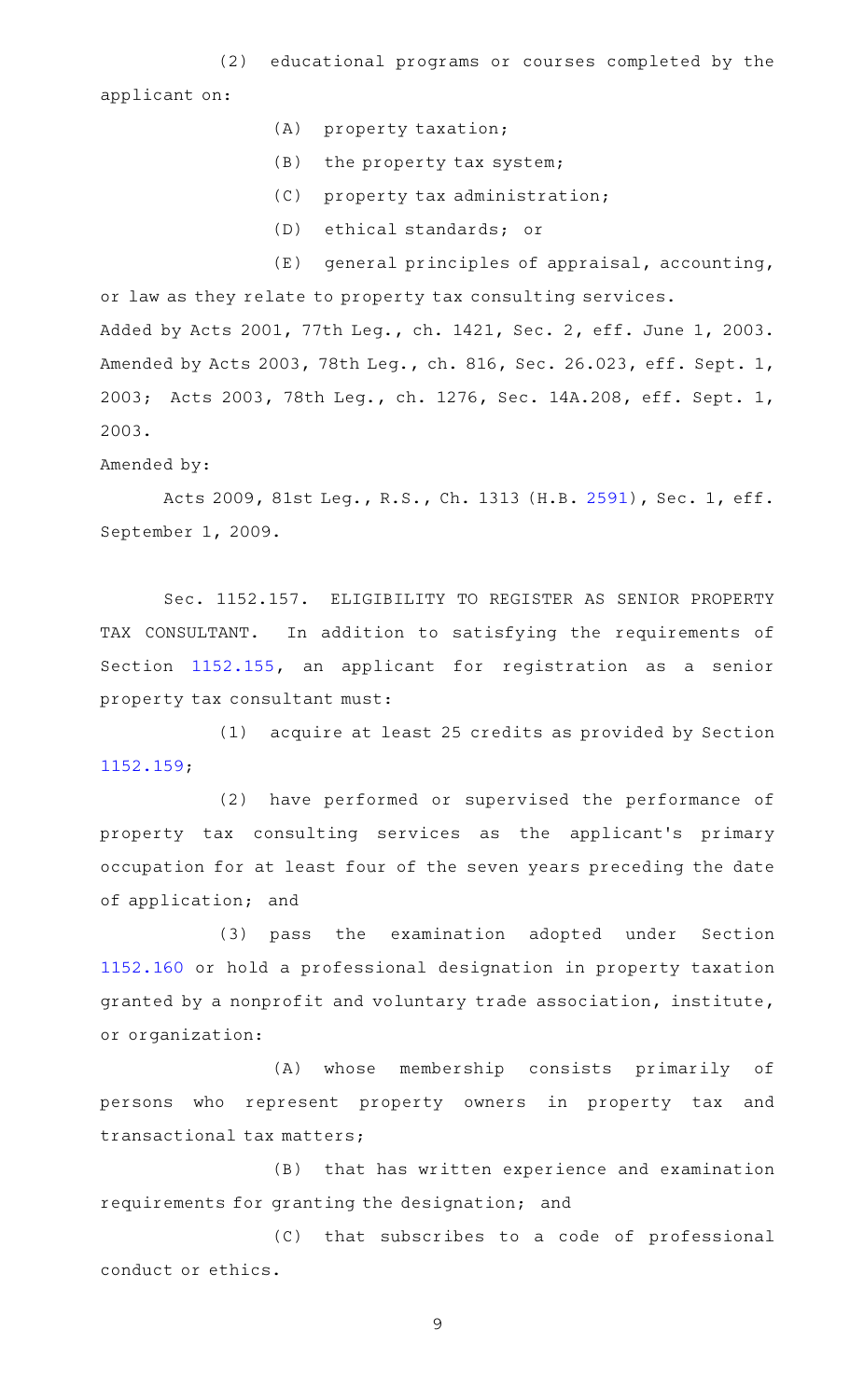(2) educational programs or courses completed by the applicant on:

(A) property taxation;

(B) the property tax system;

(C) property tax administration;

(D) ethical standards; or

(E) general principles of appraisal, accounting, or law as they relate to property tax consulting services.

Added by Acts 2001, 77th Leg., ch. 1421, Sec. 2, eff. June 1, 2003. Amended by Acts 2003, 78th Leg., ch. 816, Sec. 26.023, eff. Sept. 1, 2003; Acts 2003, 78th Leg., ch. 1276, Sec. 14A.208, eff. Sept. 1, 2003.

Amended by:

Acts 2009, 81st Leg., R.S., Ch. 1313 (H.B. 2591), Sec. 1, eff. September 1, 2009.

Sec. 1152.157. ELIGIBILITY TO REGISTER AS SENIOR PROPERTY TAX CONSULTANT. In addition to satisfying the requirements of Section 1152.155, an applicant for registration as a senior property tax consultant must:

(1) acquire at least 25 credits as provided by Section 1152.159;

(2) have performed or supervised the performance of property tax consulting services as the applicant's primary occupation for at least four of the seven years preceding the date of application; and

(3) pass the examination adopted under Section 1152.160 or hold a professional designation in property taxation granted by a nonprofit and voluntary trade association, institute, or organization:

(A) whose membership consists primarily of persons who represent property owners in property tax and transactional tax matters;

(B) that has written experience and examination requirements for granting the designation; and

(C) that subscribes to a code of professional conduct or ethics.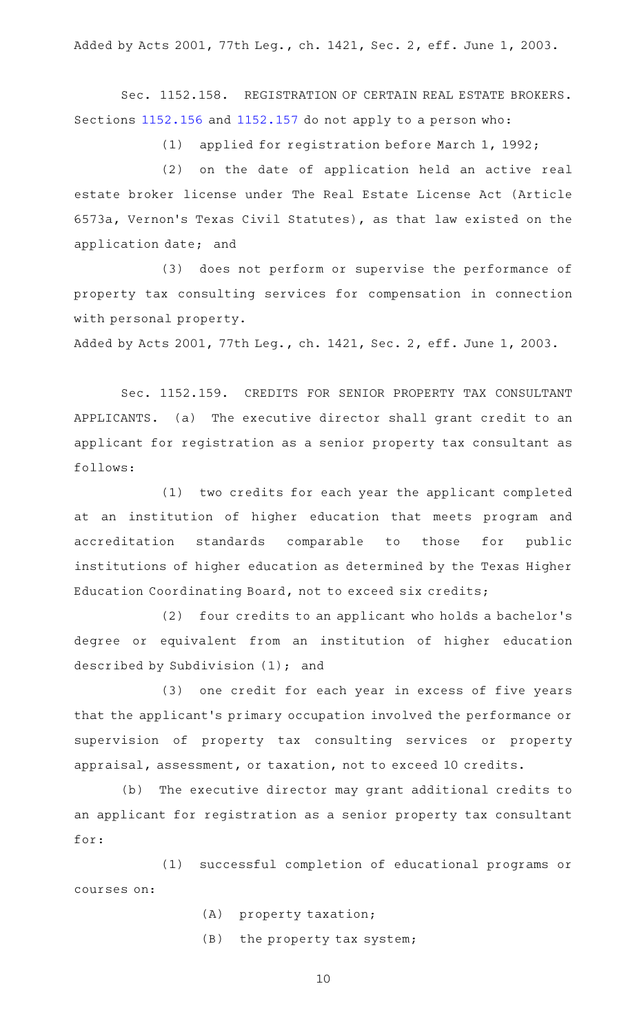Added by Acts 2001, 77th Leg., ch. 1421, Sec. 2, eff. June 1, 2003.

Sec. 1152.158. REGISTRATION OF CERTAIN REAL ESTATE BROKERS. Sections 1152.156 and 1152.157 do not apply to a person who:

(1) applied for registration before March 1, 1992;

(2) on the date of application held an active real estate broker license under The Real Estate License Act (Article 6573a, Vernon's Texas Civil Statutes), as that law existed on the application date; and

(3) does not perform or supervise the performance of property tax consulting services for compensation in connection with personal property.

Added by Acts 2001, 77th Leg., ch. 1421, Sec. 2, eff. June 1, 2003.

Sec. 1152.159. CREDITS FOR SENIOR PROPERTY TAX CONSULTANT APPLICANTS. (a) The executive director shall grant credit to an applicant for registration as a senior property tax consultant as follows:

(1) two credits for each year the applicant completed at an institution of higher education that meets program and accreditation standards comparable to those for public institutions of higher education as determined by the Texas Higher Education Coordinating Board, not to exceed six credits;

(2) four credits to an applicant who holds a bachelor's degree or equivalent from an institution of higher education described by Subdivision (1); and

(3) one credit for each year in excess of five years that the applicant's primary occupation involved the performance or supervision of property tax consulting services or property appraisal, assessment, or taxation, not to exceed 10 credits.

(b) The executive director may grant additional credits to an applicant for registration as a senior property tax consultant for:

(1) successful completion of educational programs or courses on:

(A) property taxation;

(B) the property tax system;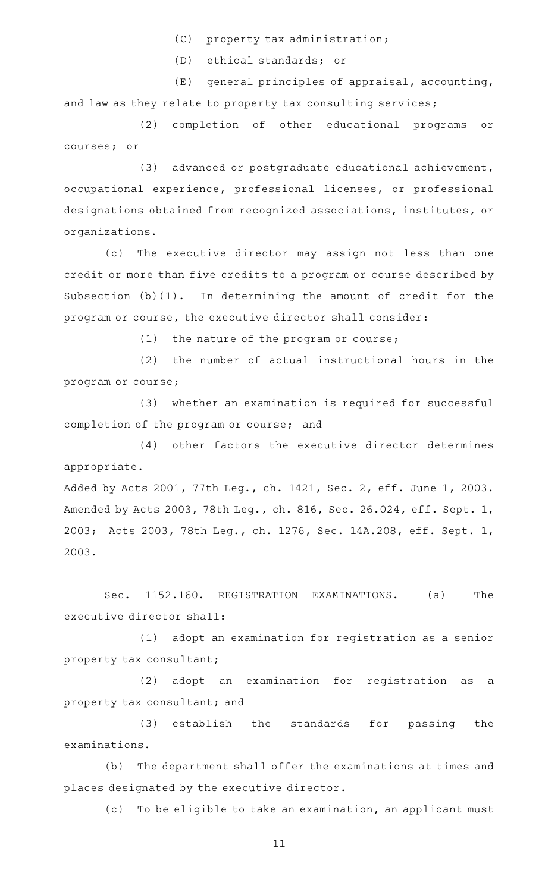(C) property tax administration;

(D) ethical standards; or

(E) general principles of appraisal, accounting, and law as they relate to property tax consulting services;

(2) completion of other educational programs or courses; or

(3) advanced or postgraduate educational achievement, occupational experience, professional licenses, or professional designations obtained from recognized associations, institutes, or organizations.

(c) The executive director may assign not less than one credit or more than five credits to a program or course described by Subsection (b)(1). In determining the amount of credit for the program or course, the executive director shall consider:

(1) the nature of the program or course;

(2) the number of actual instructional hours in the program or course;

(3) whether an examination is required for successful completion of the program or course; and

(4) other factors the executive director determines appropriate.

Added by Acts 2001, 77th Leg., ch. 1421, Sec. 2, eff. June 1, 2003. Amended by Acts 2003, 78th Leg., ch. 816, Sec. 26.024, eff. Sept. 1, 2003; Acts 2003, 78th Leg., ch. 1276, Sec. 14A.208, eff. Sept. 1, 2003.

Sec. 1152.160. REGISTRATION EXAMINATIONS. (a) The executive director shall:

(1) adopt an examination for registration as a senior property tax consultant;

(2) adopt an examination for registration as a property tax consultant; and

(3) establish the standards for passing the examinations.

(b) The department shall offer the examinations at times and places designated by the executive director.

(c) To be eligible to take an examination, an applicant must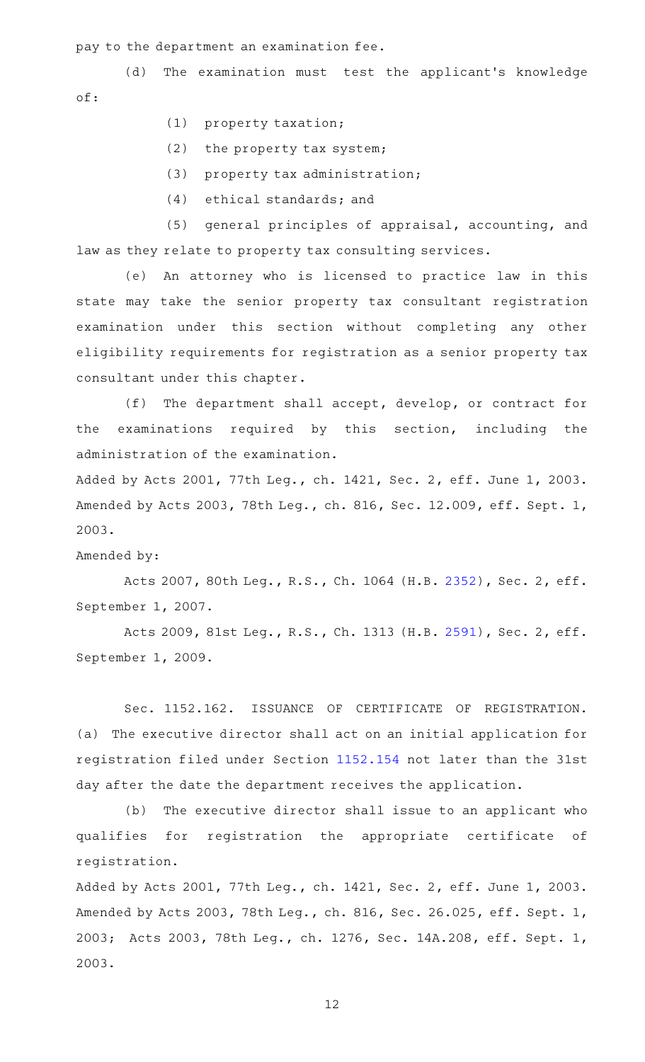pay to the department an examination fee.

(d) The examination must test the applicant's knowledge of:

(1) property taxation;

(2) the property tax system;

(3) property tax administration;

(4) ethical standards; and

(5) general principles of appraisal, accounting, and law as they relate to property tax consulting services.

(e) An attorney who is licensed to practice law in this state may take the senior property tax consultant registration examination under this section without completing any other eligibility requirements for registration as a senior property tax consultant under this chapter.

(f) The department shall accept, develop, or contract for the examinations required by this section, including the administration of the examination.

Added by Acts 2001, 77th Leg., ch. 1421, Sec. 2, eff. June 1, 2003. Amended by Acts 2003, 78th Leg., ch. 816, Sec. 12.009, eff. Sept. 1, 2003.

Amended by:

Acts 2007, 80th Leg., R.S., Ch. 1064 (H.B. 2352), Sec. 2, eff. September 1, 2007.

Acts 2009, 81st Leg., R.S., Ch. 1313 (H.B. 2591), Sec. 2, eff. September 1, 2009.

Sec. 1152.162. ISSUANCE OF CERTIFICATE OF REGISTRATION. (a) The executive director shall act on an initial application for registration filed under Section 1152.154 not later than the 31st day after the date the department receives the application.

(b) The executive director shall issue to an applicant who qualifies for registration the appropriate certificate of registration.

Added by Acts 2001, 77th Leg., ch. 1421, Sec. 2, eff. June 1, 2003. Amended by Acts 2003, 78th Leg., ch. 816, Sec. 26.025, eff. Sept. 1, 2003; Acts 2003, 78th Leg., ch. 1276, Sec. 14A.208, eff. Sept. 1, 2003.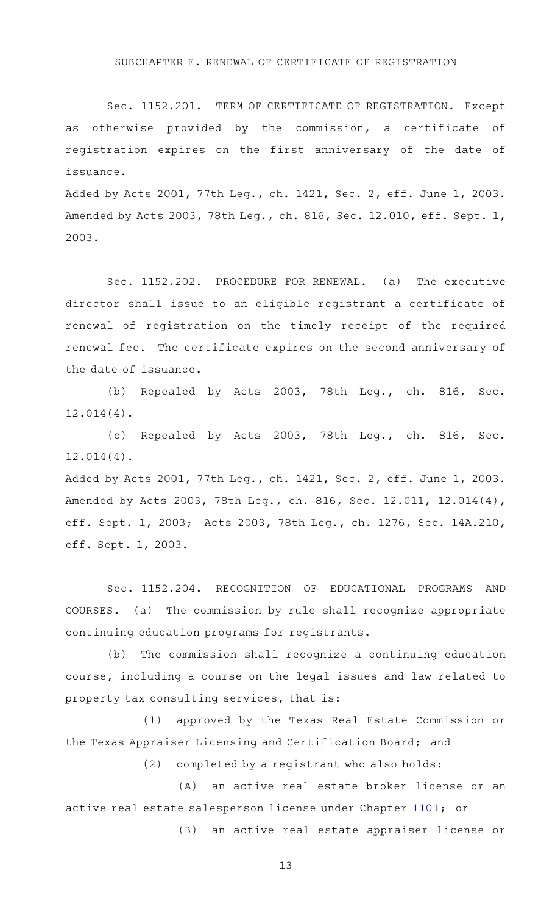SUBCHAPTER E. RENEWAL OF CERTIFICATE OF REGISTRATION

Sec. 1152.201. TERM OF CERTIFICATE OF REGISTRATION. Except as otherwise provided by the commission, a certificate of registration expires on the first anniversary of the date of issuance.

Added by Acts 2001, 77th Leg., ch. 1421, Sec. 2, eff. June 1, 2003. Amended by Acts 2003, 78th Leg., ch. 816, Sec. 12.010, eff. Sept. 1, 2003.

Sec. 1152.202. PROCEDURE FOR RENEWAL. (a) The executive director shall issue to an eligible registrant a certificate of renewal of registration on the timely receipt of the required renewal fee. The certificate expires on the second anniversary of the date of issuance.

(b) Repealed by Acts 2003, 78th Leg., ch. 816, Sec. 12.014(4).

(c) Repealed by Acts 2003, 78th Leg., ch. 816, Sec. 12.014(4).

Added by Acts 2001, 77th Leg., ch. 1421, Sec. 2, eff. June 1, 2003. Amended by Acts 2003, 78th Leg., ch. 816, Sec. 12.011, 12.014(4), eff. Sept. 1, 2003; Acts 2003, 78th Leg., ch. 1276, Sec. 14A.210, eff. Sept. 1, 2003.

Sec. 1152.204. RECOGNITION OF EDUCATIONAL PROGRAMS AND COURSES. (a) The commission by rule shall recognize appropriate continuing education programs for registrants.

(b) The commission shall recognize a continuing education course, including a course on the legal issues and law related to property tax consulting services, that is:

(1) approved by the Texas Real Estate Commission or the Texas Appraiser Licensing and Certification Board; and

(2) completed by a registrant who also holds:

(A) an active real estate broker license or an active real estate salesperson license under Chapter 1101; or

(B) an active real estate appraiser license or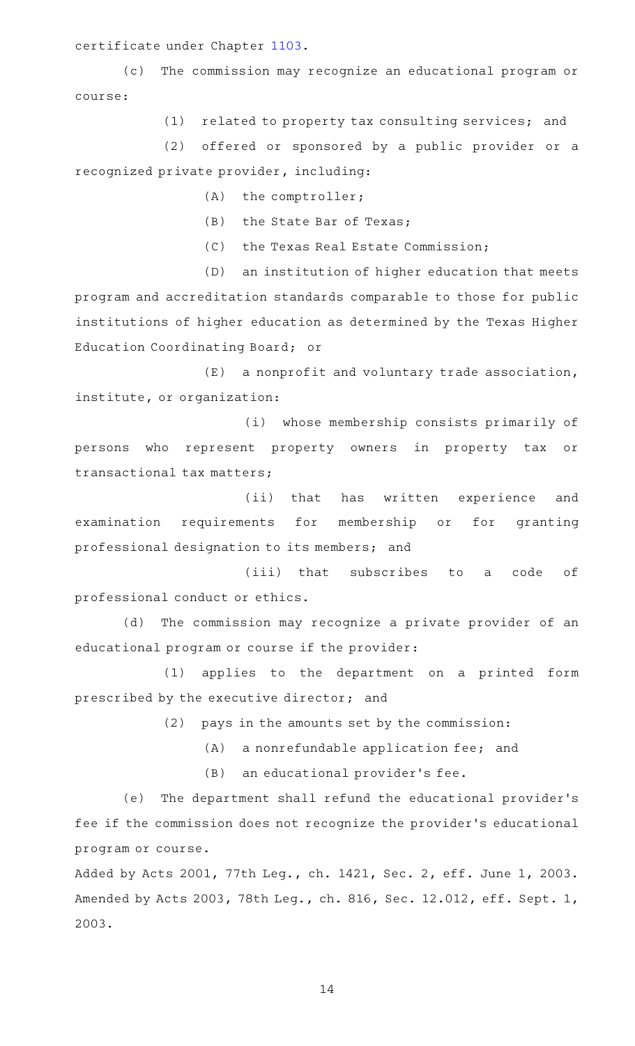certificate under Chapter 1103.

(c) The commission may recognize an educational program or course:

(1) related to property tax consulting services; and

(2) offered or sponsored by a public provider or a recognized private provider, including:

(A) the comptroller;

(B) the State Bar of Texas;

(C) the Texas Real Estate Commission;

(D) an institution of higher education that meets program and accreditation standards comparable to those for public institutions of higher education as determined by the Texas Higher Education Coordinating Board; or

(E) a nonprofit and voluntary trade association, institute, or organization:

(i) whose membership consists primarily of persons who represent property owners in property tax or transactional tax matters;

(ii) that has written experience and examination requirements for membership or for granting professional designation to its members; and

(iii) that subscribes to a code of professional conduct or ethics.

(d) The commission may recognize a private provider of an educational program or course if the provider:

(1) applies to the department on a printed form prescribed by the executive director; and

(2) pays in the amounts set by the commission:

(A) a nonrefundable application fee; and

(B) an educational provider's fee.

(e) The department shall refund the educational provider's fee if the commission does not recognize the provider's educational program or course.

Added by Acts 2001, 77th Leg., ch. 1421, Sec. 2, eff. June 1, 2003. Amended by Acts 2003, 78th Leg., ch. 816, Sec. 12.012, eff. Sept. 1, 2003.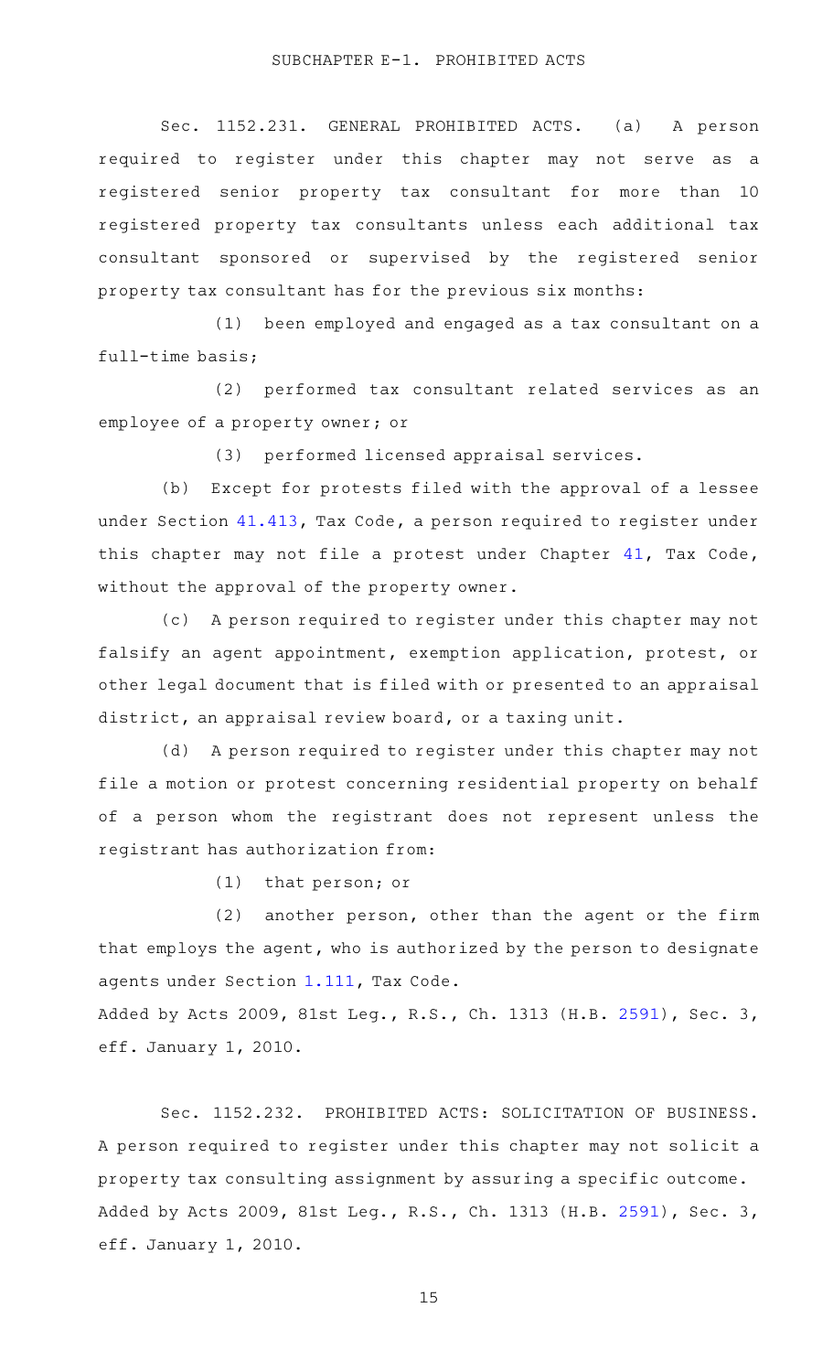## SUBCHAPTER E-1. PROHIBITED ACTS

Sec. 1152.231. GENERAL PROHIBITED ACTS. (a) A person required to register under this chapter may not serve as a registered senior property tax consultant for more than 10 registered property tax consultants unless each additional tax consultant sponsored or supervised by the registered senior property tax consultant has for the previous six months:

(1) been employed and engaged as a tax consultant on a full-time basis;

(2) performed tax consultant related services as an employee of a property owner; or

(3) performed licensed appraisal services.

(b) Except for protests filed with the approval of a lessee under Section 41.413, Tax Code, a person required to register under this chapter may not file a protest under Chapter 41, Tax Code, without the approval of the property owner.

(c) A person required to register under this chapter may not falsify an agent appointment, exemption application, protest, or other legal document that is filed with or presented to an appraisal district, an appraisal review board, or a taxing unit.

(d) A person required to register under this chapter may not file a motion or protest concerning residential property on behalf of a person whom the registrant does not represent unless the registrant has authorization from:

(1) that person; or

(2) another person, other than the agent or the firm that employs the agent, who is authorized by the person to designate agents under Section 1.111, Tax Code.

Added by Acts 2009, 81st Leg., R.S., Ch. 1313 (H.B. 2591), Sec. 3, eff. January 1, 2010.

Sec. 1152.232. PROHIBITED ACTS: SOLICITATION OF BUSINESS. A person required to register under this chapter may not solicit a property tax consulting assignment by assuring a specific outcome.

Added by Acts 2009, 81st Leg., R.S., Ch. 1313 (H.B. 2591), Sec. 3, eff. January 1, 2010.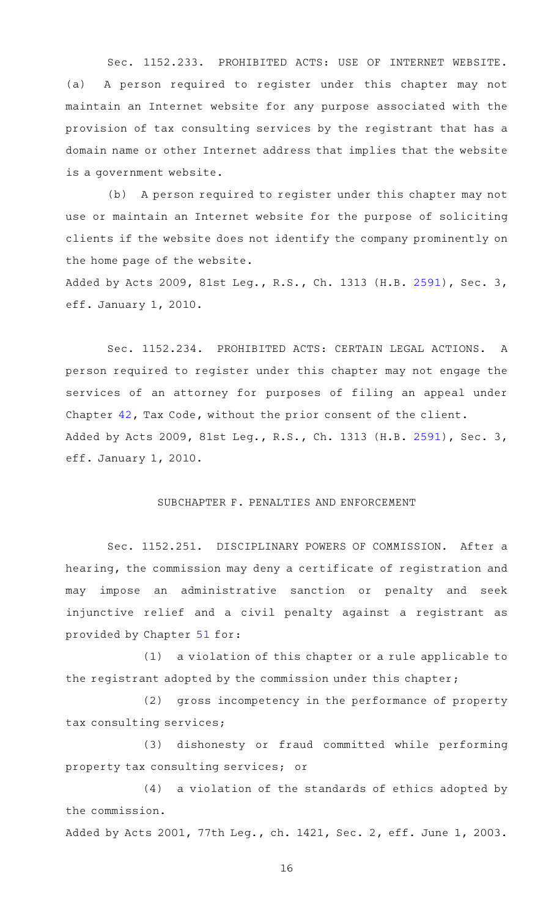Sec. 1152.233. PROHIBITED ACTS: USE OF INTERNET WEBSITE. (a) A person required to register under this chapter may not maintain an Internet website for any purpose associated with the provision of tax consulting services by the registrant that has a domain name or other Internet address that implies that the website is a government website.

(b) A person required to register under this chapter may not use or maintain an Internet website for the purpose of soliciting clients if the website does not identify the company prominently on the home page of the website.

Added by Acts 2009, 81st Leg., R.S., Ch. 1313 (H.B. 2591), Sec. 3, eff. January 1, 2010.

Sec. 1152.234. PROHIBITED ACTS: CERTAIN LEGAL ACTIONS. A person required to register under this chapter may not engage the services of an attorney for purposes of filing an appeal under Chapter 42, Tax Code, without the prior consent of the client.

Added by Acts 2009, 81st Leg., R.S., Ch. 1313 (H.B. 2591), Sec. 3, eff. January 1, 2010.

## SUBCHAPTER F. PENALTIES AND ENFORCEMENT

Sec. 1152.251. DISCIPLINARY POWERS OF COMMISSION. After a hearing, the commission may deny a certificate of registration and may impose an administrative sanction or penalty and seek injunctive relief and a civil penalty against a registrant as provided by Chapter 51 for:

(1) a violation of this chapter or a rule applicable to the registrant adopted by the commission under this chapter;

(2) gross incompetency in the performance of property tax consulting services;

(3) dishonesty or fraud committed while performing property tax consulting services; or

(4) a violation of the standards of ethics adopted by the commission.

Added by Acts 2001, 77th Leg., ch. 1421, Sec. 2, eff. June 1, 2003.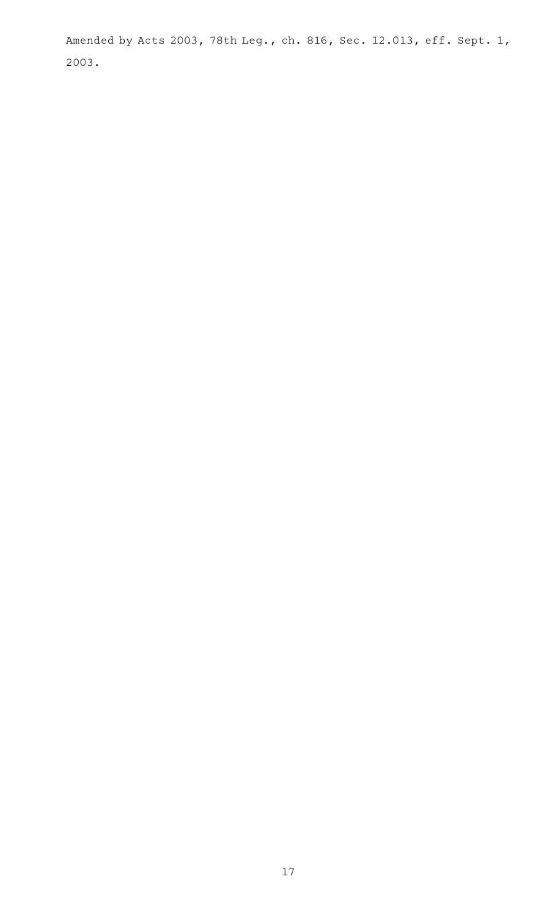Amended by Acts 2003, 78th Leg., ch. 816, Sec. 12.013, eff. Sept. 1, 2003.